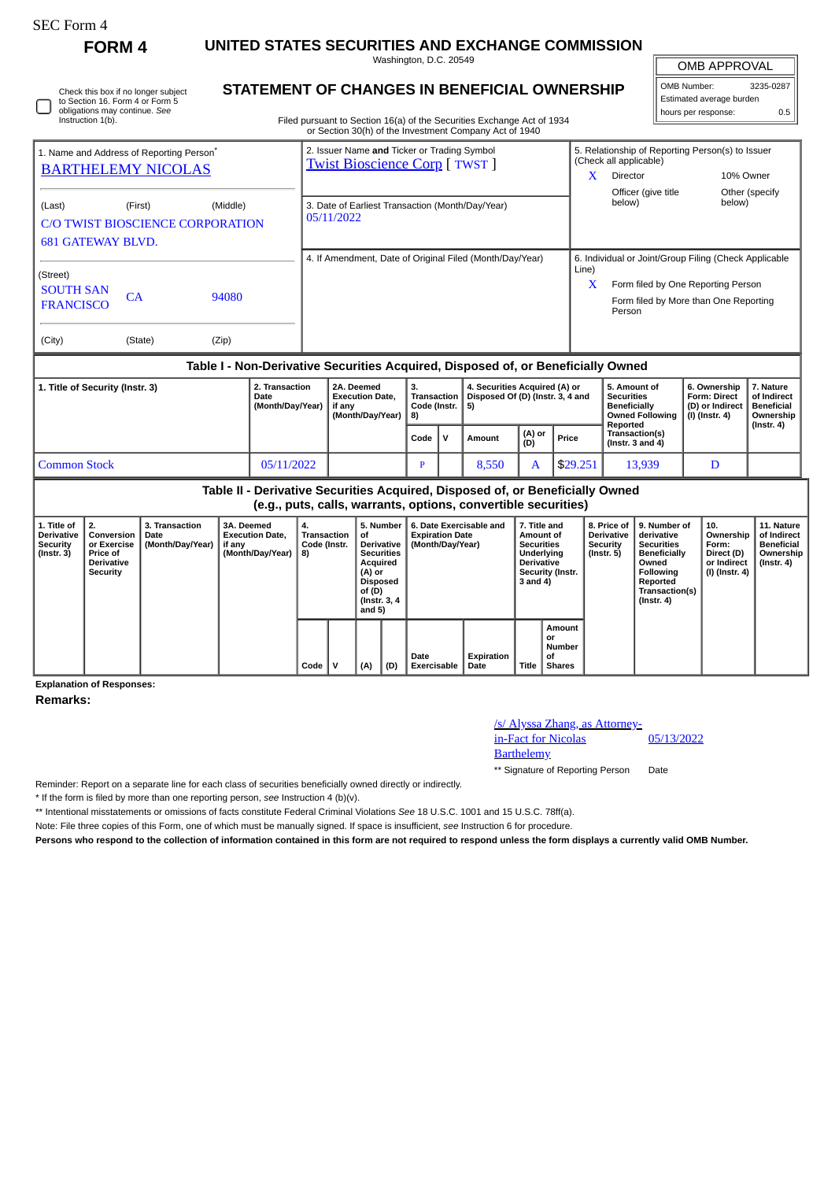SEC Form 4

# FORM 4

## UNITED STATES SECURITIES AND EXCHANGE COMMISSION

Washington, D.C. 20549

## STATEMENT OF CHANGES IN BENEFICIAL OWNERSHIP

Filed pursuant to Section 16(a) of the Securities Exchange Act of 1934 or Section 30(h) of the Investment Company Act of 1940

| OMB APPROVAL | |
|---|---|
| OMB Number: | 3235-0287 |
| Estimated average burden | |
| hours per response: | 0.5 |

☐ Check this box if no longer subject to Section 16. Form 4 or Form 5 obligations may continue. *See* Instruction 1(b).

| 1. Name and Address of Reporting Person* | 2. Issuer Name **and** Ticker or Trading Symbol | 5. Relationship of Reporting Person(s) to Issuer (Check all applicable) |
|---|---|---|
| BARTHELEMY NICOLAS | Twist Bioscience Corp [ TWST ] | X Director; 10% Owner; Officer (give title below); Other (specify below) |
| (Last) (First) (Middle) C/O TWIST BIOSCIENCE CORPORATION 681 GATEWAY BLVD. | 3. Date of Earliest Transaction (Month/Day/Year) 05/11/2022 | |
| (Street) SOUTH SAN FRANCISCO CA 94080 | 4. If Amendment, Date of Original Filed (Month/Day/Year) | 6. Individual or Joint/Group Filing (Check Applicable Line) X Form filed by One Reporting Person; Form filed by More than One Reporting Person |
| (City) (State) (Zip) | | |

### Table I - Non-Derivative Securities Acquired, Disposed of, or Beneficially Owned

| 1. Title of Security (Instr. 3) | 2. Transaction Date (Month/Day/Year) | 2A. Deemed Execution Date, if any (Month/Day/Year) | 3. Transaction Code (Instr. 8) | | 4. Securities Acquired (A) or Disposed Of (D) (Instr. 3, 4 and 5) | | | 5. Amount of Securities Beneficially Owned Following Reported Transaction(s) (Instr. 3 and 4) | 6. Ownership Form: Direct (D) or Indirect (I) (Instr. 4) | 7. Nature of Indirect Beneficial Ownership (Instr. 4) |
|---|---|---|---|---|---|---|---|---|---|---|
| | | | Code | V | Amount | (A) or (D) | Price | | | |
| Common Stock | 05/11/2022 | | P | | 8,550 | A | $29.251 | 13,939 | D | |

### Table II - Derivative Securities Acquired, Disposed of, or Beneficially Owned (e.g., puts, calls, warrants, options, convertible securities)

| 1. Title of Derivative Security (Instr. 3) | 2. Conversion or Exercise Price of Derivative Security | 3. Transaction Date (Month/Day/Year) | 3A. Deemed Execution Date, if any (Month/Day/Year) | 4. Transaction Code (Instr. 8) | | 5. Number of Derivative Securities Acquired (A) or Disposed of (D) (Instr. 3, 4 and 5) | | 6. Date Exercisable and Expiration Date (Month/Day/Year) | | 7. Title and Amount of Securities Underlying Derivative Security (Instr. 3 and 4) | | 8. Price of Derivative Security (Instr. 5) | 9. Number of derivative Securities Beneficially Owned Following Reported Transaction(s) (Instr. 4) | 10. Ownership Form: Direct (D) or Indirect (I) (Instr. 4) | 11. Nature of Indirect Beneficial Ownership (Instr. 4) |
|---|---|---|---|---|---|---|---|---|---|---|---|---|---|---|---|
| | | | | Code | V | (A) | (D) | Date Exercisable | Expiration Date | Title | Amount or Number of Shares | | | | |

**Explanation of Responses:**

**Remarks:**

| /s/ Alyssa Zhang, as Attorney-in-Fact for Nicolas Barthelemy | 05/13/2022 |
|---|---|
| ** Signature of Reporting Person | Date |

Reminder: Report on a separate line for each class of securities beneficially owned directly or indirectly.

* If the form is filed by more than one reporting person, *see* Instruction 4 (b)(v).

** Intentional misstatements or omissions of facts constitute Federal Criminal Violations *See* 18 U.S.C. 1001 and 15 U.S.C. 78ff(a).

Note: File three copies of this Form, one of which must be manually signed. If space is insufficient, *see* Instruction 6 for procedure.

**Persons who respond to the collection of information contained in this form are not required to respond unless the form displays a currently valid OMB Number.**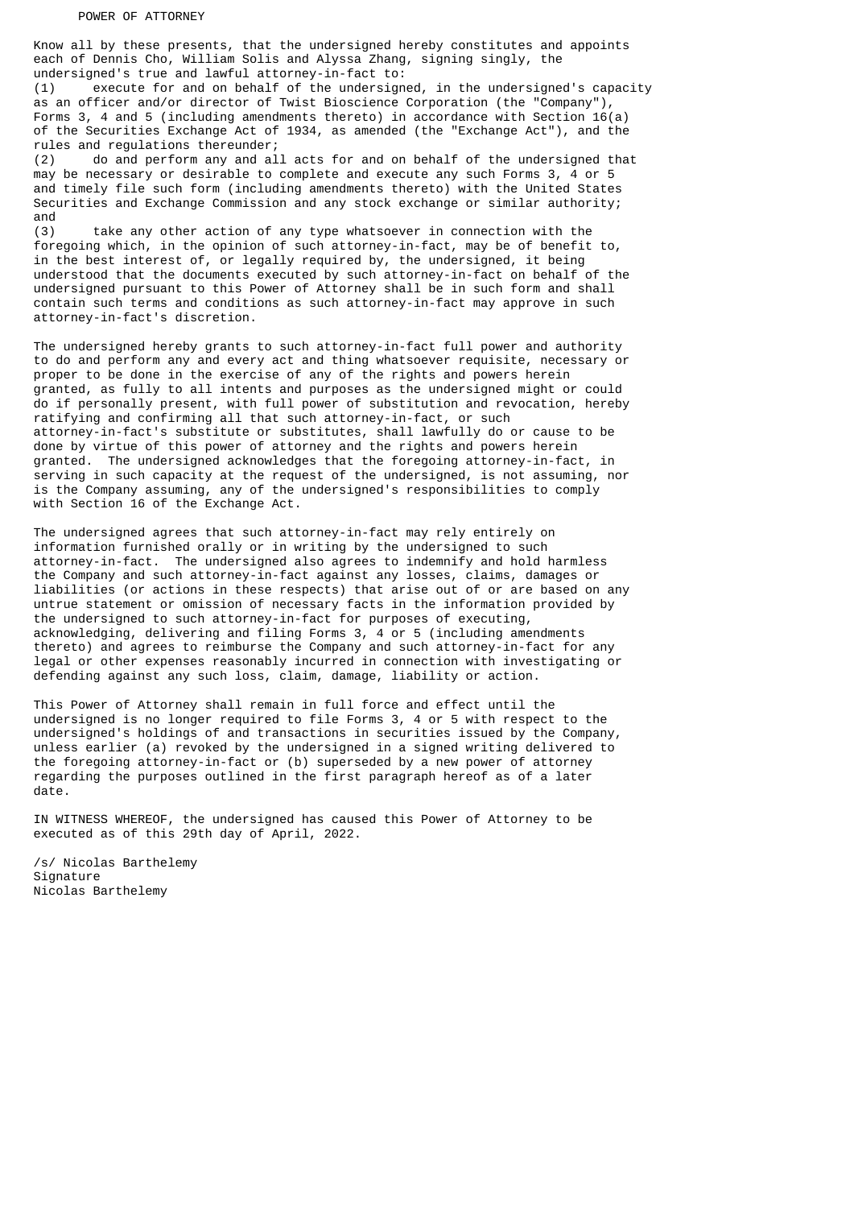POWER OF ATTORNEY

Know all by these presents, that the undersigned hereby constitutes and appoints each of Dennis Cho, William Solis and Alyssa Zhang, signing singly, the undersigned's true and lawful attorney-in-fact to:

(1) execute for and on behalf of the undersigned, in the undersigned's capacity as an officer and/or director of Twist Bioscience Corporation (the "Company"), Forms 3, 4 and 5 (including amendments thereto) in accordance with Section 16(a) of the Securities Exchange Act of 1934, as amended (the "Exchange Act"), and the rules and regulations thereunder;

(2) do and perform any and all acts for and on behalf of the undersigned that may be necessary or desirable to complete and execute any such Forms 3, 4 or 5 and timely file such form (including amendments thereto) with the United States Securities and Exchange Commission and any stock exchange or similar authority; and

(3) take any other action of any type whatsoever in connection with the foregoing which, in the opinion of such attorney-in-fact, may be of benefit to, in the best interest of, or legally required by, the undersigned, it being understood that the documents executed by such attorney-in-fact on behalf of the undersigned pursuant to this Power of Attorney shall be in such form and shall contain such terms and conditions as such attorney-in-fact may approve in such attorney-in-fact's discretion.

The undersigned hereby grants to such attorney-in-fact full power and authority to do and perform any and every act and thing whatsoever requisite, necessary or proper to be done in the exercise of any of the rights and powers herein granted, as fully to all intents and purposes as the undersigned might or could do if personally present, with full power of substitution and revocation, hereby ratifying and confirming all that such attorney-in-fact, or such attorney-in-fact's substitute or substitutes, shall lawfully do or cause to be done by virtue of this power of attorney and the rights and powers herein granted. The undersigned acknowledges that the foregoing attorney-in-fact, in serving in such capacity at the request of the undersigned, is not assuming, nor is the Company assuming, any of the undersigned's responsibilities to comply with Section 16 of the Exchange Act.

The undersigned agrees that such attorney-in-fact may rely entirely on information furnished orally or in writing by the undersigned to such attorney-in-fact. The undersigned also agrees to indemnify and hold harmless the Company and such attorney-in-fact against any losses, claims, damages or liabilities (or actions in these respects) that arise out of or are based on any untrue statement or omission of necessary facts in the information provided by the undersigned to such attorney-in-fact for purposes of executing, acknowledging, delivering and filing Forms 3, 4 or 5 (including amendments thereto) and agrees to reimburse the Company and such attorney-in-fact for any legal or other expenses reasonably incurred in connection with investigating or defending against any such loss, claim, damage, liability or action.

This Power of Attorney shall remain in full force and effect until the undersigned is no longer required to file Forms 3, 4 or 5 with respect to the undersigned's holdings of and transactions in securities issued by the Company, unless earlier (a) revoked by the undersigned in a signed writing delivered to the foregoing attorney-in-fact or (b) superseded by a new power of attorney regarding the purposes outlined in the first paragraph hereof as of a later date.

IN WITNESS WHEREOF, the undersigned has caused this Power of Attorney to be executed as of this 29th day of April, 2022.

/s/ Nicolas Barthelemy
Signature
Nicolas Barthelemy